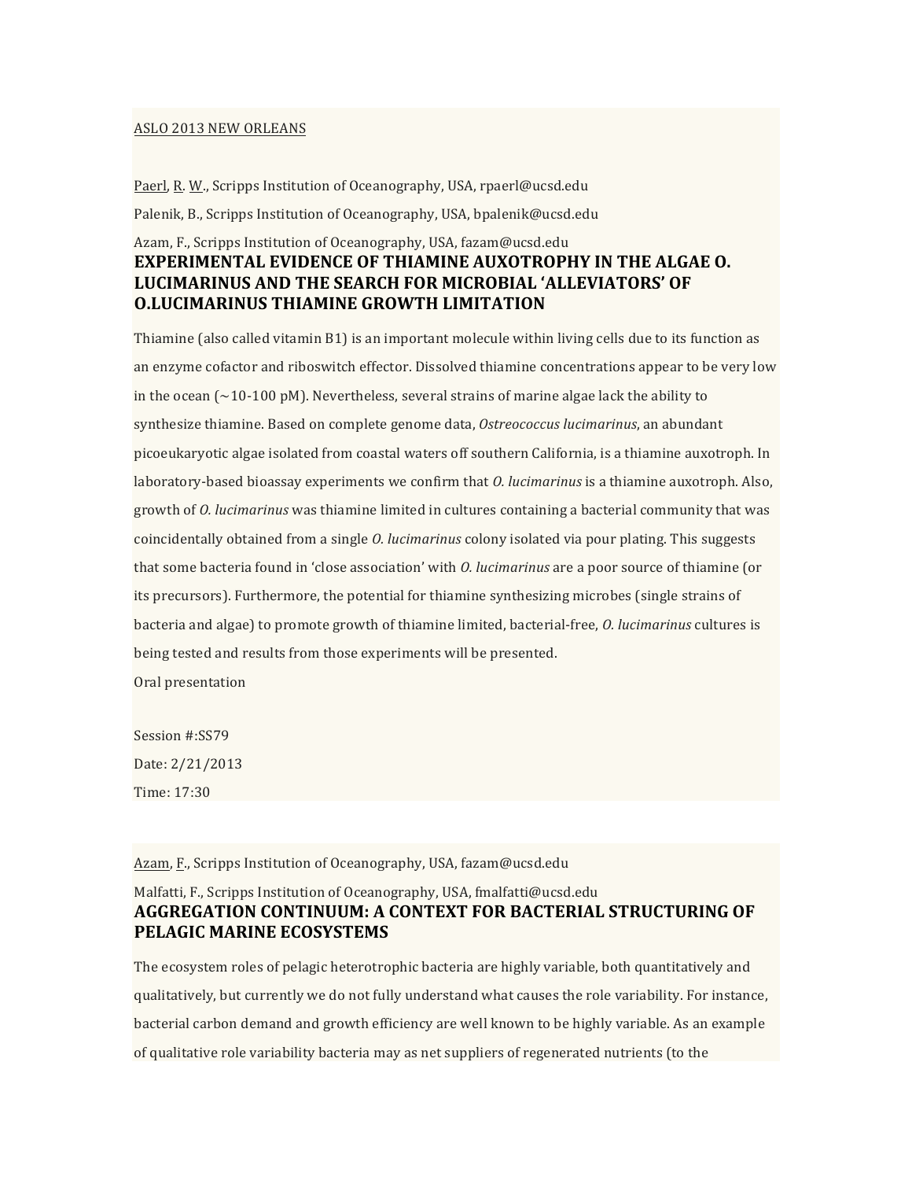ASLO 2013 NEW ORLEANS

Paerl, R. W., Scripps Institution of Oceanography, USA, rpaerl@ucsd.edu

Palenik, B., Scripps Institution of Oceanography, USA, bpalenik@ucsd.edu

Azam, F., Scripps Institution of Oceanography, USA, fazam@ucsd.edu

**EXPERIMENTAL EVIDENCE OF THIAMINE AUXOTROPHY IN THE ALGAE O. LUCIMARINUS AND THE SEARCH FOR MICROBIAL 'ALLEVIATORS' OF O.LUCIMARINUS THIAMINE GROWTH LIMITATION**

Thiamine (also called vitamin B1) is an important molecule within living cells due to its function as an enzyme cofactor and riboswitch effector. Dissolved thiamine concentrations appear to be very low in the ocean (~10-100 pM). Nevertheless, several strains of marine algae lack the ability to synthesize thiamine. Based on complete genome data, *Ostreococcus lucimarinus*, an abundant picoeukaryotic algae isolated from coastal waters off southern California, is a thiamine auxotroph. In laboratory-based bioassay experiments we confirm that *O. lucimarinus* is a thiamine auxotroph. Also, growth of *O. lucimarinus* was thiamine limited in cultures containing a bacterial community that was coincidentally obtained from a single *O. lucimarinus* colony isolated via pour plating. This suggests that some bacteria found in 'close association' with *O. lucimarinus* are a poor source of thiamine (or its precursors). Furthermore, the potential for thiamine synthesizing microbes (single strains of bacteria and algae) to promote growth of thiamine limited, bacterial-free, *O. lucimarinus* cultures is being tested and results from those experiments will be presented.

Oral presentation

Session #:SS79

Date: 2/21/2013

Time: 17:30

Azam, F., Scripps Institution of Oceanography, USA, fazam@ucsd.edu

Malfatti, F., Scripps Institution of Oceanography, USA, fmalfatti@ucsd.edu

**AGGREGATION CONTINUUM: A CONTEXT FOR BACTERIAL STRUCTURING OF PELAGIC MARINE ECOSYSTEMS**

The ecosystem roles of pelagic heterotrophic bacteria are highly variable, both quantitatively and qualitatively, but currently we do not fully understand what causes the role variability. For instance, bacterial carbon demand and growth efficiency are well known to be highly variable. As an example of qualitative role variability bacteria may as net suppliers of regenerated nutrients (to the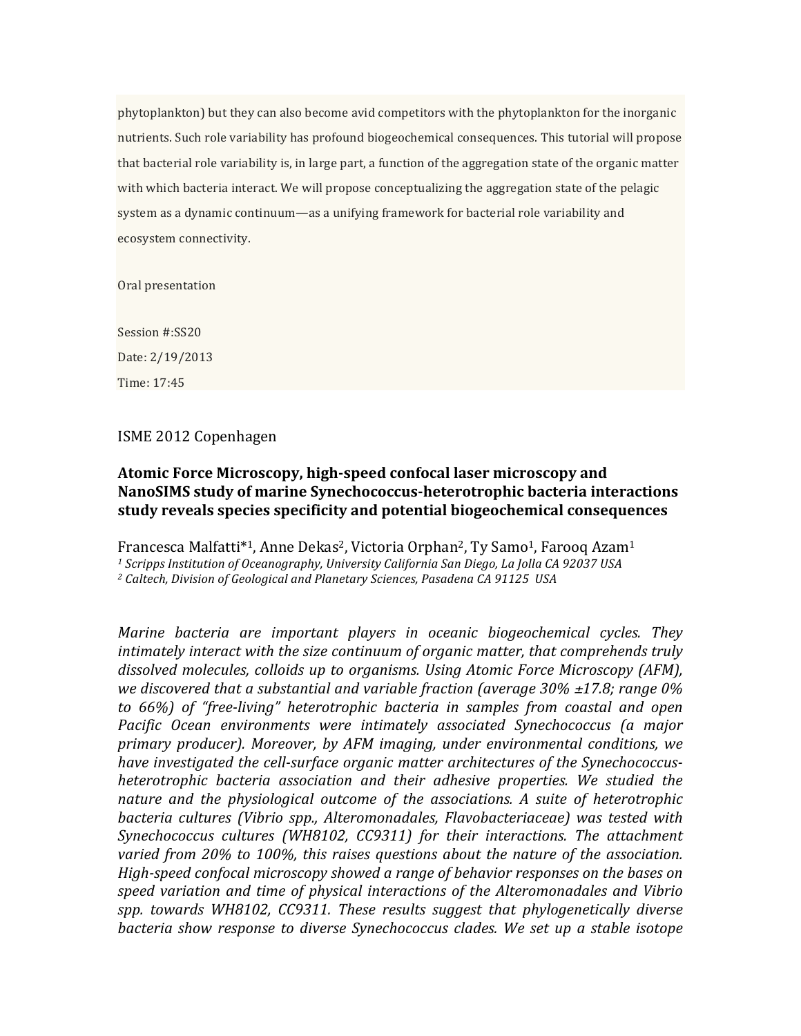phytoplankton) but they can also become avid competitors with the phytoplankton for the inorganic nutrients. Such role variability has profound biogeochemical consequences. This tutorial will propose that bacterial role variability is, in large part, a function of the aggregation state of the organic matter with which bacteria interact. We will propose conceptualizing the aggregation state of the pelagic system as a dynamic continuum—as a unifying framework for bacterial role variability and ecosystem connectivity.

Oral presentation

Session #:SS20

Date: 2/19/2013

Time: 17:45

ISME 2012 Copenhagen

**Atomic Force Microscopy, high-speed confocal laser microscopy and NanoSIMS study of marine Synechococcus-heterotrophic bacteria interactions study reveals species specificity and potential biogeochemical consequences**

Francesca Malfatti*[1], Anne Dekas[2], Victoria Orphan[2], Ty Samo[1], Farooq Azam[1]

*[1] Scripps Institution of Oceanography, University California San Diego, La Jolla CA 92037 USA*

*[2] Caltech, Division of Geological and Planetary Sciences, Pasadena CA 91125 USA*

*Marine bacteria are important players in oceanic biogeochemical cycles. They intimately interact with the size continuum of organic matter, that comprehends truly dissolved molecules, colloids up to organisms. Using Atomic Force Microscopy (AFM), we discovered that a substantial and variable fraction (average 30% ±17.8; range 0% to 66%) of "free-living" heterotrophic bacteria in samples from coastal and open Pacific Ocean environments were intimately associated Synechococcus (a major primary producer). Moreover, by AFM imaging, under environmental conditions, we have investigated the cell-surface organic matter architectures of the Synechococcus-heterotrophic bacteria association and their adhesive properties. We studied the nature and the physiological outcome of the associations. A suite of heterotrophic bacteria cultures (Vibrio spp., Alteromonadales, Flavobacteriaceae) was tested with Synechococcus cultures (WH8102, CC9311) for their interactions. The attachment varied from 20% to 100%, this raises questions about the nature of the association. High-speed confocal microscopy showed a range of behavior responses on the bases on speed variation and time of physical interactions of the Alteromonadales and Vibrio spp. towards WH8102, CC9311. These results suggest that phylogenetically diverse bacteria show response to diverse Synechococcus clades. We set up a stable isotope*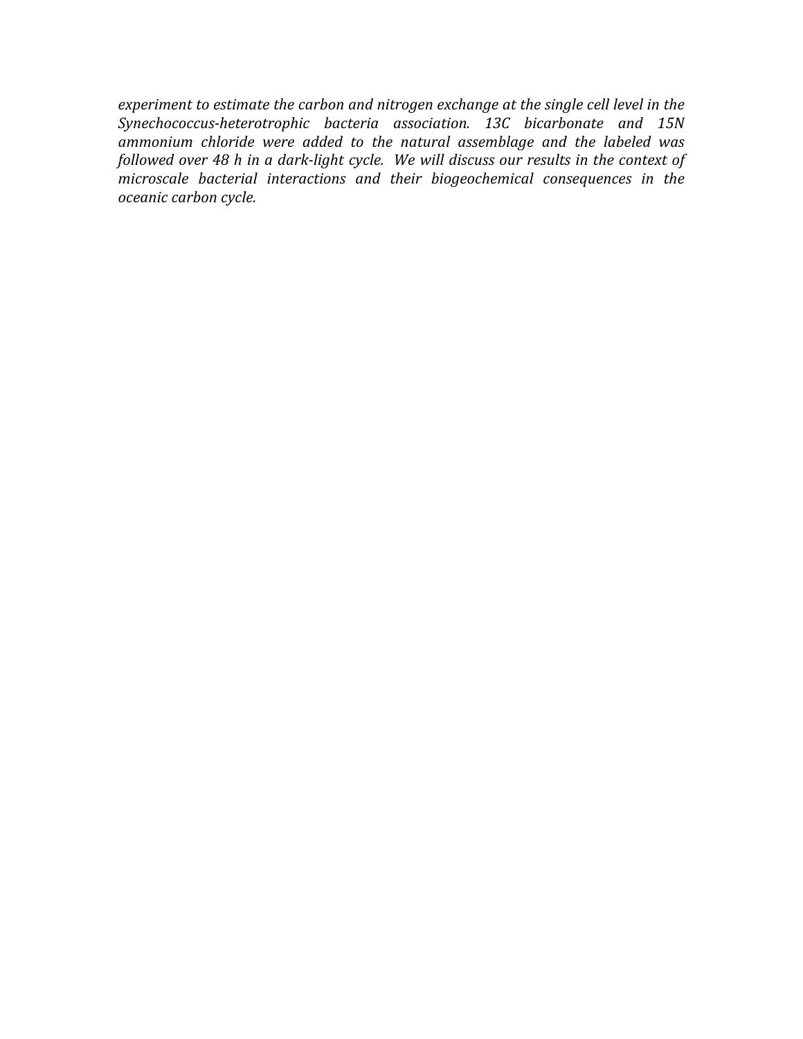*experiment to estimate the carbon and nitrogen exchange at the single cell level in the Synechococcus-heterotrophic bacteria association. 13C bicarbonate and 15N ammonium chloride were added to the natural assemblage and the labeled was followed over 48 h in a dark-light cycle. We will discuss our results in the context of microscale bacterial interactions and their biogeochemical consequences in the oceanic carbon cycle.*